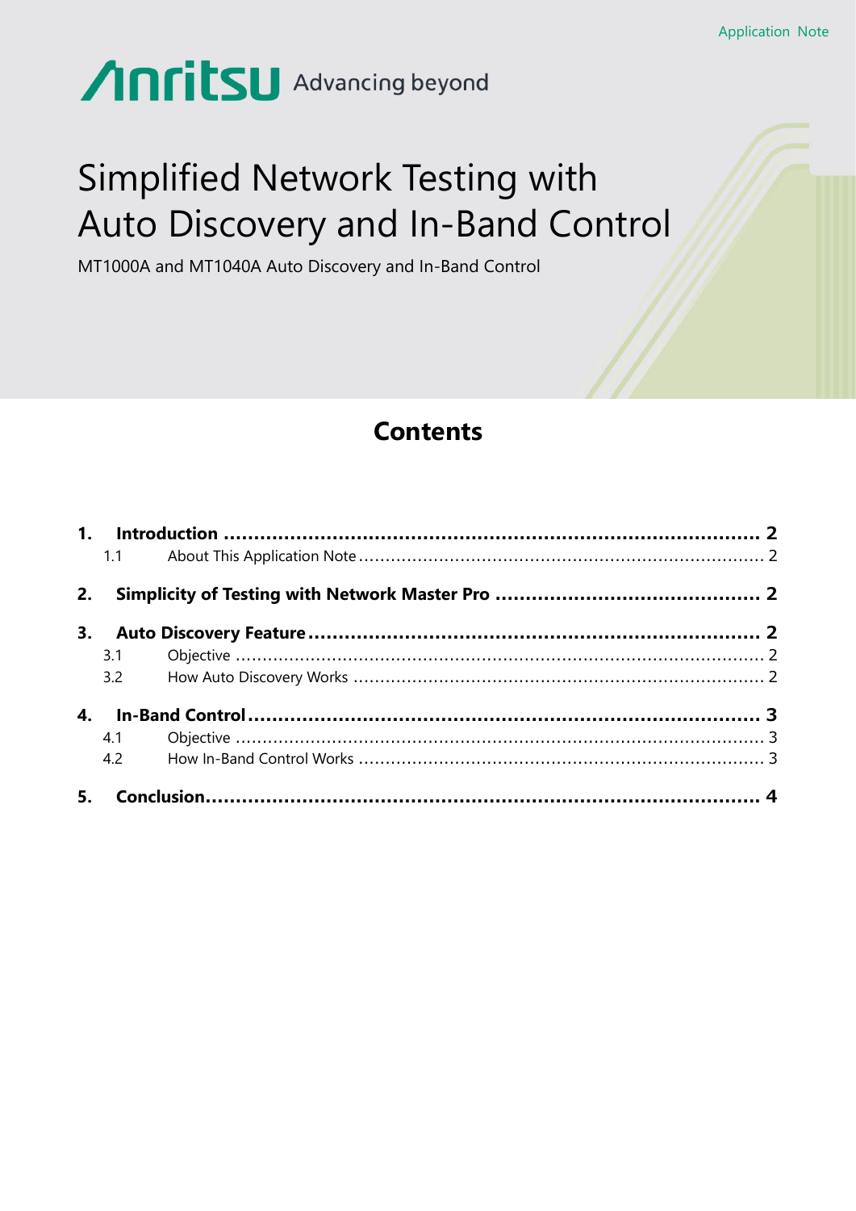Application Note

Anritsu Advancing beyond

# Simplified Network Testing with Auto Discovery and In-Band Control

MT1000A and MT1040A Auto Discovery and In-Band Control

## Contents

**1. Introduction ........................................................................................ 2**

1.1 About This Application Note ........................................................................ 2

**2. Simplicity of Testing with Network Master Pro ........................................... 2**

**3. Auto Discovery Feature ......................................................................... 2**

3.1 Objective ................................................................................................ 2

3.2 How Auto Discovery Works ........................................................................ 2

**4. In-Band Control ..................................................................................... 3**

4.1 Objective ................................................................................................ 3

4.2 How In-Band Control Works ........................................................................ 3

**5. Conclusion ............................................................................................ 4**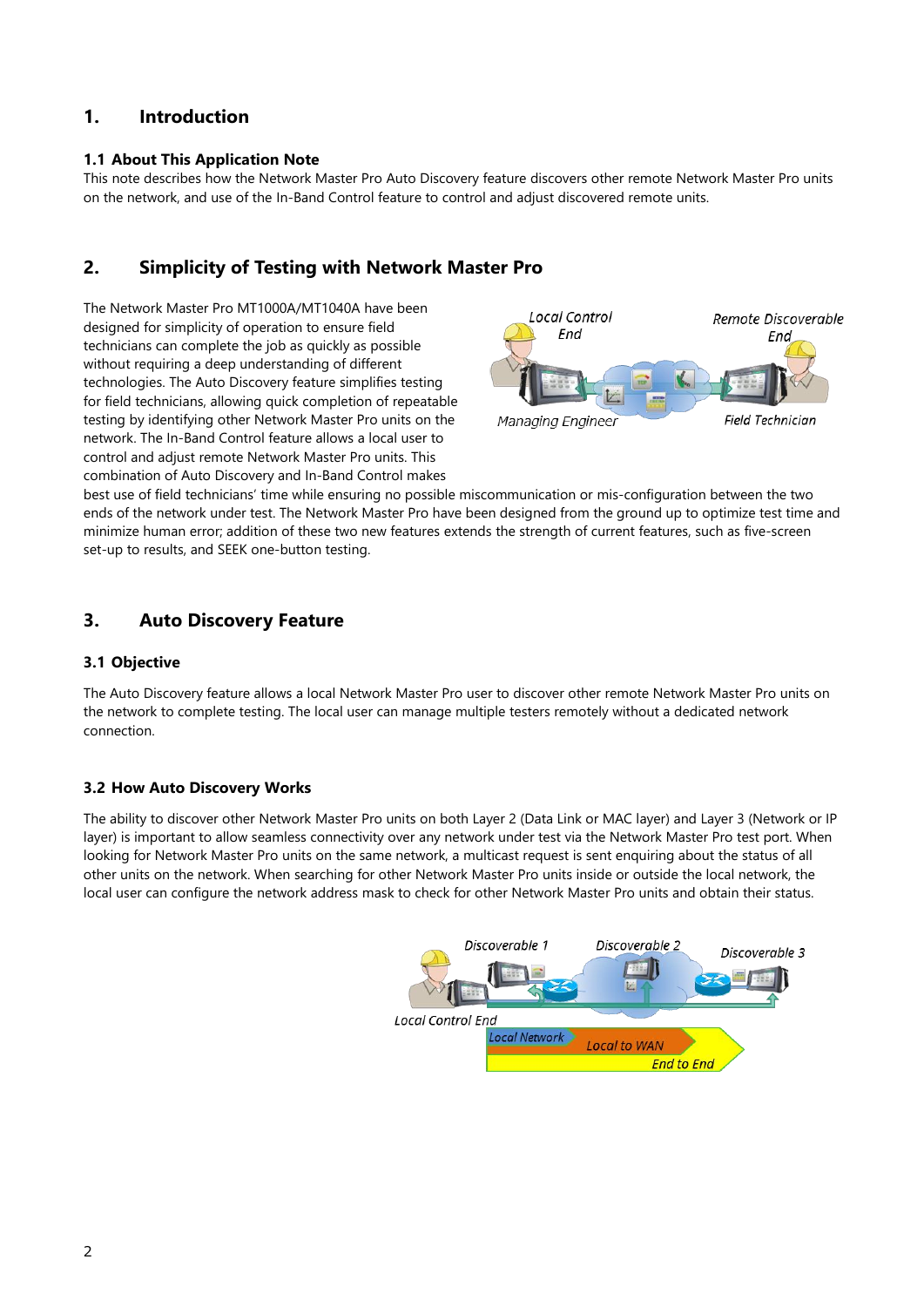# 1. Introduction

## 1.1 About This Application Note

This note describes how the Network Master Pro Auto Discovery feature discovers other remote Network Master Pro units on the network, and use of the In-Band Control feature to control and adjust discovered remote units.

# 2. Simplicity of Testing with Network Master Pro

The Network Master Pro MT1000A/MT1040A have been designed for simplicity of operation to ensure field technicians can complete the job as quickly as possible without requiring a deep understanding of different technologies. The Auto Discovery feature simplifies testing for field technicians, allowing quick completion of repeatable testing by identifying other Network Master Pro units on the network. The In-Band Control feature allows a local user to control and adjust remote Network Master Pro units. This combination of Auto Discovery and In-Band Control makes best use of field technicians' time while ensuring no possible miscommunication or mis-configuration between the two ends of the network under test. The Network Master Pro have been designed from the ground up to optimize test time and minimize human error; addition of these two new features extends the strength of current features, such as five-screen set-up to results, and SEEK one-button testing.

# 3. Auto Discovery Feature

## 3.1 Objective

The Auto Discovery feature allows a local Network Master Pro user to discover other remote Network Master Pro units on the network to complete testing. The local user can manage multiple testers remotely without a dedicated network connection.

## 3.2 How Auto Discovery Works

The ability to discover other Network Master Pro units on both Layer 2 (Data Link or MAC layer) and Layer 3 (Network or IP layer) is important to allow seamless connectivity over any network under test via the Network Master Pro test port. When looking for Network Master Pro units on the same network, a multicast request is sent enquiring about the status of all other units on the network. When searching for other Network Master Pro units inside or outside the local network, the local user can configure the network address mask to check for other Network Master Pro units and obtain their status.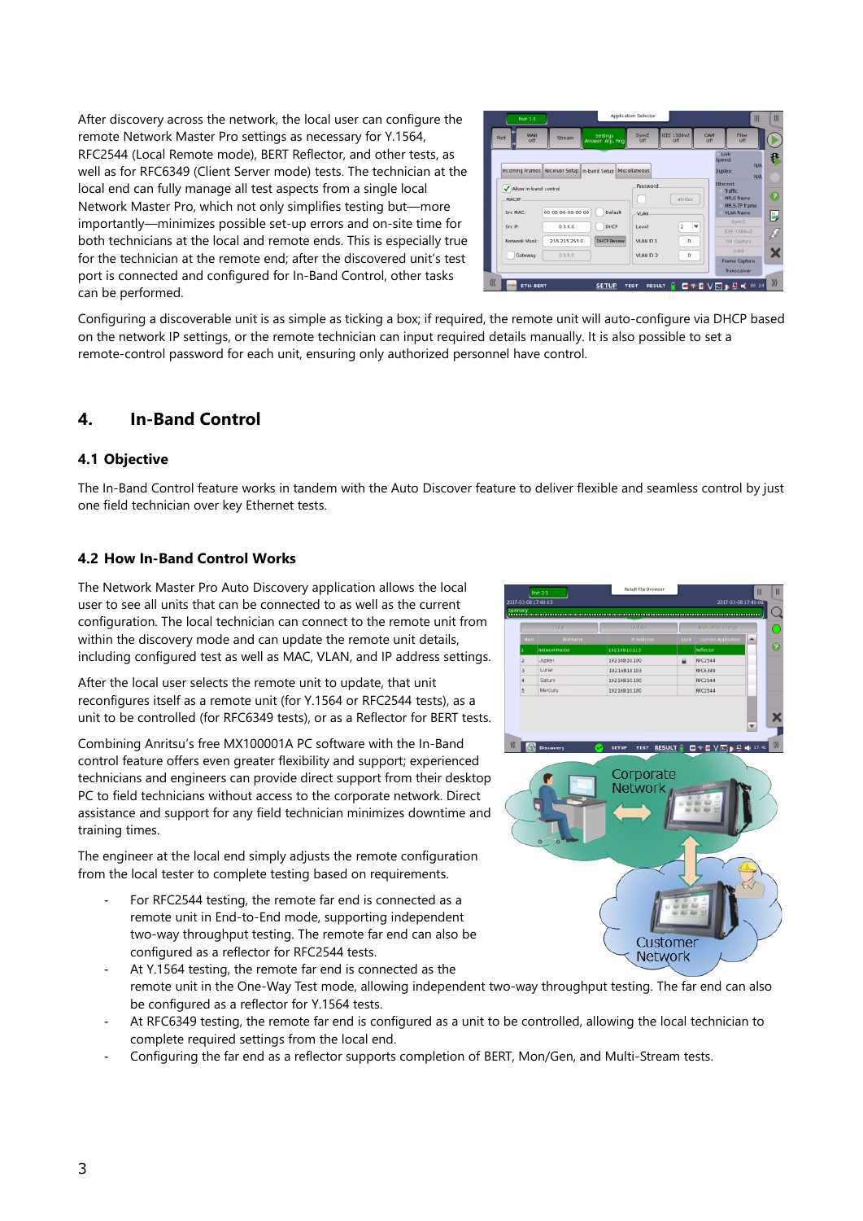After discovery across the network, the local user can configure the remote Network Master Pro settings as necessary for Y.1564, RFC2544 (Local Remote mode), BERT Reflector, and other tests, as well as for RFC6349 (Client Server mode) tests. The technician at the local end can fully manage all test aspects from a single local Network Master Pro, which not only simplifies testing but—more importantly—minimizes possible set-up errors and on-site time for both technicians at the local and remote ends. This is especially true for the technician at the remote end; after the discovered unit's test port is connected and configured for In-Band Control, other tasks can be performed.

Configuring a discoverable unit is as simple as ticking a box; if required, the remote unit will auto-configure via DHCP based on the network IP settings, or the remote technician can input required details manually. It is also possible to set a remote-control password for each unit, ensuring only authorized personnel have control.

# 4. In-Band Control

## 4.1 Objective

The In-Band Control feature works in tandem with the Auto Discover feature to deliver flexible and seamless control by just one field technician over key Ethernet tests.

## 4.2 How In-Band Control Works

The Network Master Pro Auto Discovery application allows the local user to see all units that can be connected to as well as the current configuration. The local technician can connect to the remote unit from within the discovery mode and can update the remote unit details, including configured test as well as MAC, VLAN, and IP address settings.

After the local user selects the remote unit to update, that unit reconfigures itself as a remote unit (for Y.1564 or RFC2544 tests), as a unit to be controlled (for RFC6349 tests), or as a Reflector for BERT tests.

Combining Anritsu's free MX100001A PC software with the In-Band control feature offers even greater flexibility and support; experienced technicians and engineers can provide direct support from their desktop PC to field technicians without access to the corporate network. Direct assistance and support for any field technician minimizes downtime and training times.

The engineer at the local end simply adjusts the remote configuration from the local tester to complete testing based on requirements.

- For RFC2544 testing, the remote far end is connected as a remote unit in End-to-End mode, supporting independent two-way throughput testing. The remote far end can also be configured as a reflector for RFC2544 tests.
- At Y.1564 testing, the remote far end is connected as the remote unit in the One-Way Test mode, allowing independent two-way throughput testing. The far end can also be configured as a reflector for Y.1564 tests.
- At RFC6349 testing, the remote far end is configured as a unit to be controlled, allowing the local technician to complete required settings from the local end.
- Configuring the far end as a reflector supports completion of BERT, Mon/Gen, and Multi-Stream tests.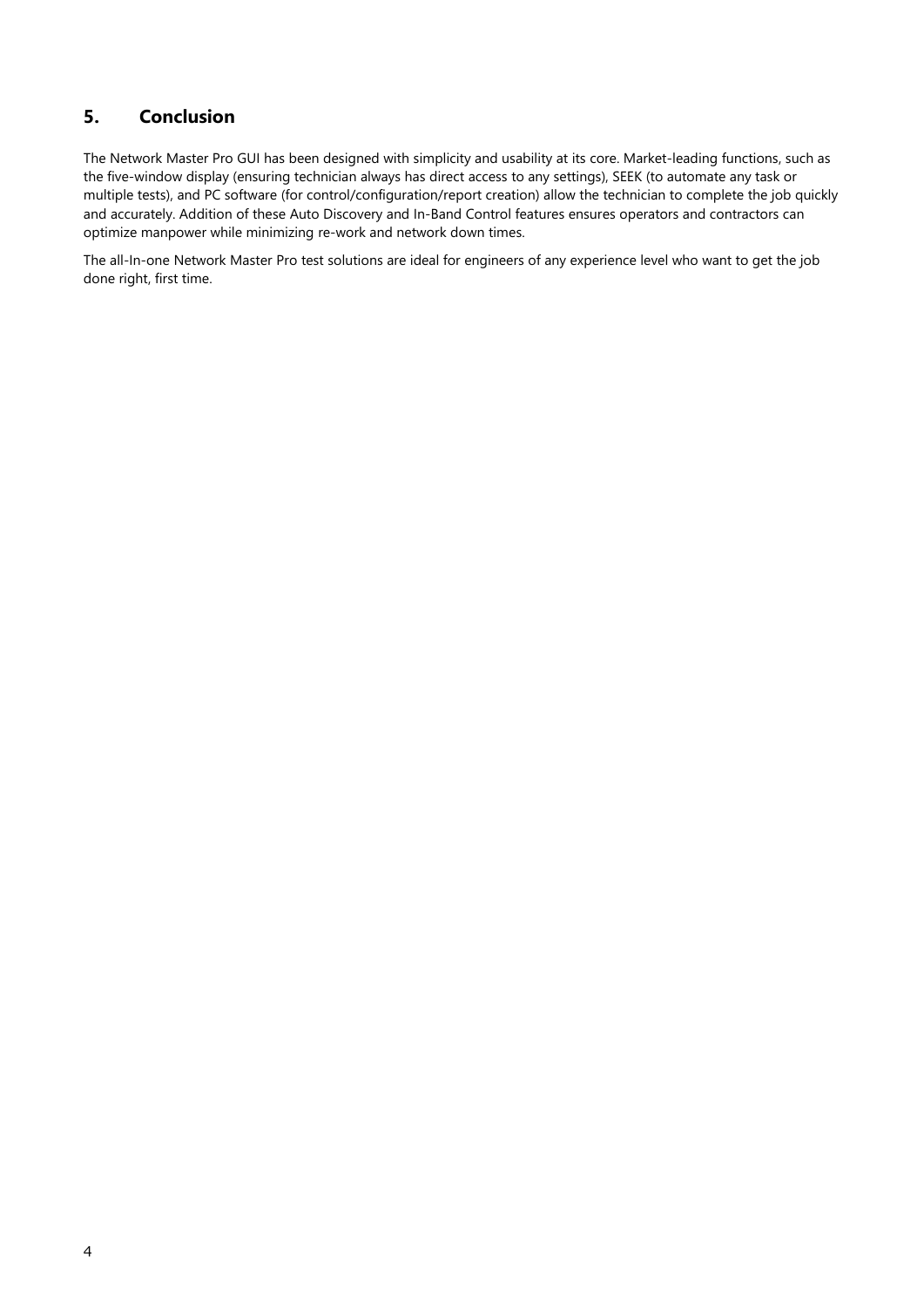## 5. Conclusion

The Network Master Pro GUI has been designed with simplicity and usability at its core. Market-leading functions, such as the five-window display (ensuring technician always has direct access to any settings), SEEK (to automate any task or multiple tests), and PC software (for control/configuration/report creation) allow the technician to complete the job quickly and accurately. Addition of these Auto Discovery and In-Band Control features ensures operators and contractors can optimize manpower while minimizing re-work and network down times.

The all-In-one Network Master Pro test solutions are ideal for engineers of any experience level who want to get the job done right, first time.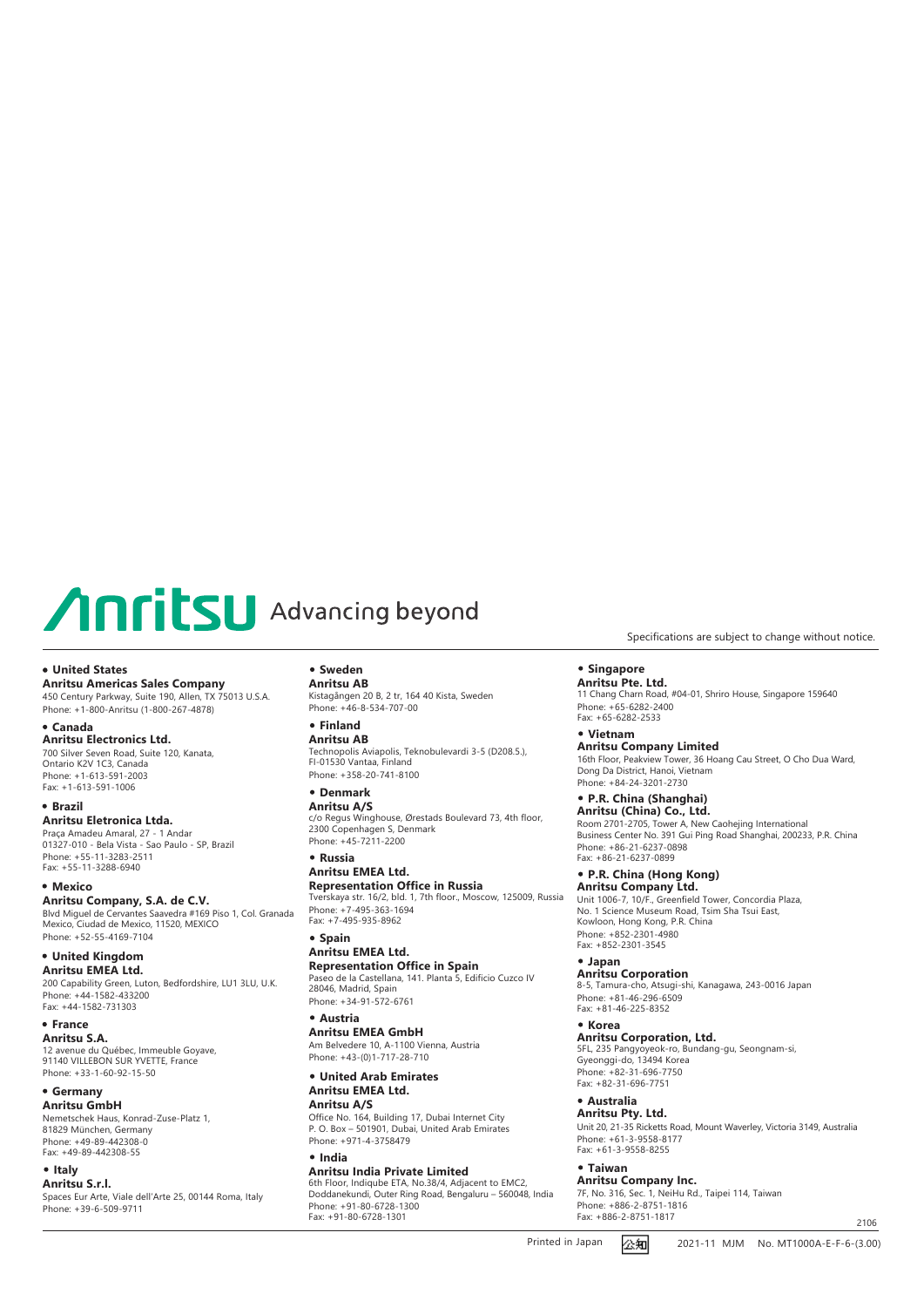Anritsu Advancing beyond

Specifications are subject to change without notice.

**• United States**
**Anritsu Americas Sales Company**
450 Century Parkway, Suite 190, Allen, TX 75013 U.S.A.
Phone: +1-800-Anritsu (1-800-267-4878)

**• Canada**
**Anritsu Electronics Ltd.**
700 Silver Seven Road, Suite 120, Kanata,
Ontario K2V 1C3, Canada
Phone: +1-613-591-2003
Fax: +1-613-591-1006

**• Brazil**
**Anritsu Eletronica Ltda.**
Praça Amadeu Amaral, 27 - 1 Andar
01327-010 - Bela Vista - Sao Paulo - SP, Brazil
Phone: +55-11-3283-2511
Fax: +55-11-3288-6940

**• Mexico**
**Anritsu Company, S.A. de C.V.**
Blvd Miguel de Cervantes Saavedra #169 Piso 1, Col. Granada
Mexico, Ciudad de Mexico, 11520, MEXICO
Phone: +52-55-4169-7104

**• United Kingdom**
**Anritsu EMEA Ltd.**
200 Capability Green, Luton, Bedfordshire, LU1 3LU, U.K.
Phone: +44-1582-433200
Fax: +44-1582-731303

**• France**
**Anritsu S.A.**
12 avenue du Québec, Immeuble Goyave,
91140 VILLEBON SUR YVETTE, France
Phone: +33-1-60-92-15-50

**• Germany**
**Anritsu GmbH**
Nemetschek Haus, Konrad-Zuse-Platz 1,
81829 München, Germany
Phone: +49-89-442308-0
Fax: +49-89-442308-55

**• Italy**
**Anritsu S.r.l.**
Spaces Eur Arte, Viale dell'Arte 25, 00144 Roma, Italy
Phone: +39-6-509-9711

**• Sweden**
**Anritsu AB**
Kistagången 20 B, 2 tr, 164 40 Kista, Sweden
Phone: +46-8-534-707-00

**• Finland**
**Anritsu AB**
Technopolis Aviapolis, Teknobulevardi 3-5 (D208.5.),
FI-01530 Vantaa, Finland
Phone: +358-20-741-8100

**• Denmark**
**Anritsu A/S**
c/o Regus Winghouse, Ørestads Boulevard 73, 4th floor,
2300 Copenhagen S, Denmark
Phone: +45-7211-2200

**• Russia**
**Anritsu EMEA Ltd.**
**Representation Office in Russia**
Tverskaya str. 16/2, bld. 1, 7th floor., Moscow, 125009, Russia
Phone: +7-495-363-1694
Fax: +7-495-935-8962

**• Spain**
**Anritsu EMEA Ltd.**
**Representation Office in Spain**
Paseo de la Castellana, 141. Planta 5, Edificio Cuzco IV
28046, Madrid, Spain
Phone: +34-91-572-6761

**• Austria**
**Anritsu EMEA GmbH**
Am Belvedere 10, A-1100 Vienna, Austria
Phone: +43-(0)1-717-28-710

**• United Arab Emirates**
**Anritsu EMEA Ltd.**
**Anritsu A/S**
Office No. 164, Building 17, Dubai Internet City
P. O. Box – 501901, Dubai, United Arab Emirates
Phone: +971-4-3758479

**• India**
**Anritsu India Private Limited**
6th Floor, Indiqube ETA, No.38/4, Adjacent to EMC2,
Doddanekundi, Outer Ring Road, Bengaluru – 560048, India
Phone: +91-80-6728-1300
Fax: +91-80-6728-1301

**• Singapore**
**Anritsu Pte. Ltd.**
11 Chang Charn Road, #04-01, Shriro House, Singapore 159640
Phone: +65-6282-2400
Fax: +65-6282-2533

**• Vietnam**
**Anritsu Company Limited**
16th Floor, Peakview Tower, 36 Hoang Cau Street, O Cho Dua Ward,
Dong Da District, Hanoi, Vietnam
Phone: +84-24-3201-2730

**• P.R. China (Shanghai)**
**Anritsu (China) Co., Ltd.**
Room 2701-2705, Tower A, New Caohejing International
Business Center No. 391 Gui Ping Road Shanghai, 200233, P.R. China
Phone: +86-21-6237-0898
Fax: +86-21-6237-0899

**• P.R. China (Hong Kong)**
**Anritsu Company Ltd.**
Unit 1006-7, 10/F., Greenfield Tower, Concordia Plaza,
No. 1 Science Museum Road, Tsim Sha Tsui East,
Kowloon, Hong Kong, P.R. China
Phone: +852-2301-4980
Fax: +852-2301-3545

**• Japan**
**Anritsu Corporation**
8-5, Tamura-cho, Atsugi-shi, Kanagawa, 243-0016 Japan
Phone: +81-46-296-6509
Fax: +81-46-225-8352

**• Korea**
**Anritsu Corporation, Ltd.**
5FL, 235 Pangyoyeok-ro, Bundang-gu, Seongnam-si,
Gyeonggi-do, 13494 Korea
Phone: +82-31-696-7750
Fax: +82-31-696-7751

**• Australia**
**Anritsu Pty. Ltd.**
Unit 20, 21-35 Ricketts Road, Mount Waverley, Victoria 3149, Australia
Phone: +61-3-9558-8177
Fax: +61-3-9558-8255

**• Taiwan**
**Anritsu Company Inc.**
7F, No. 316, Sec. 1, NeiHu Rd., Taipei 114, Taiwan
Phone: +886-2-8751-1816
Fax: +886-2-8751-1817

2106

Printed in Japan 公知 2021-11 MJM No. MT1000A-E-F-6-(3.00)